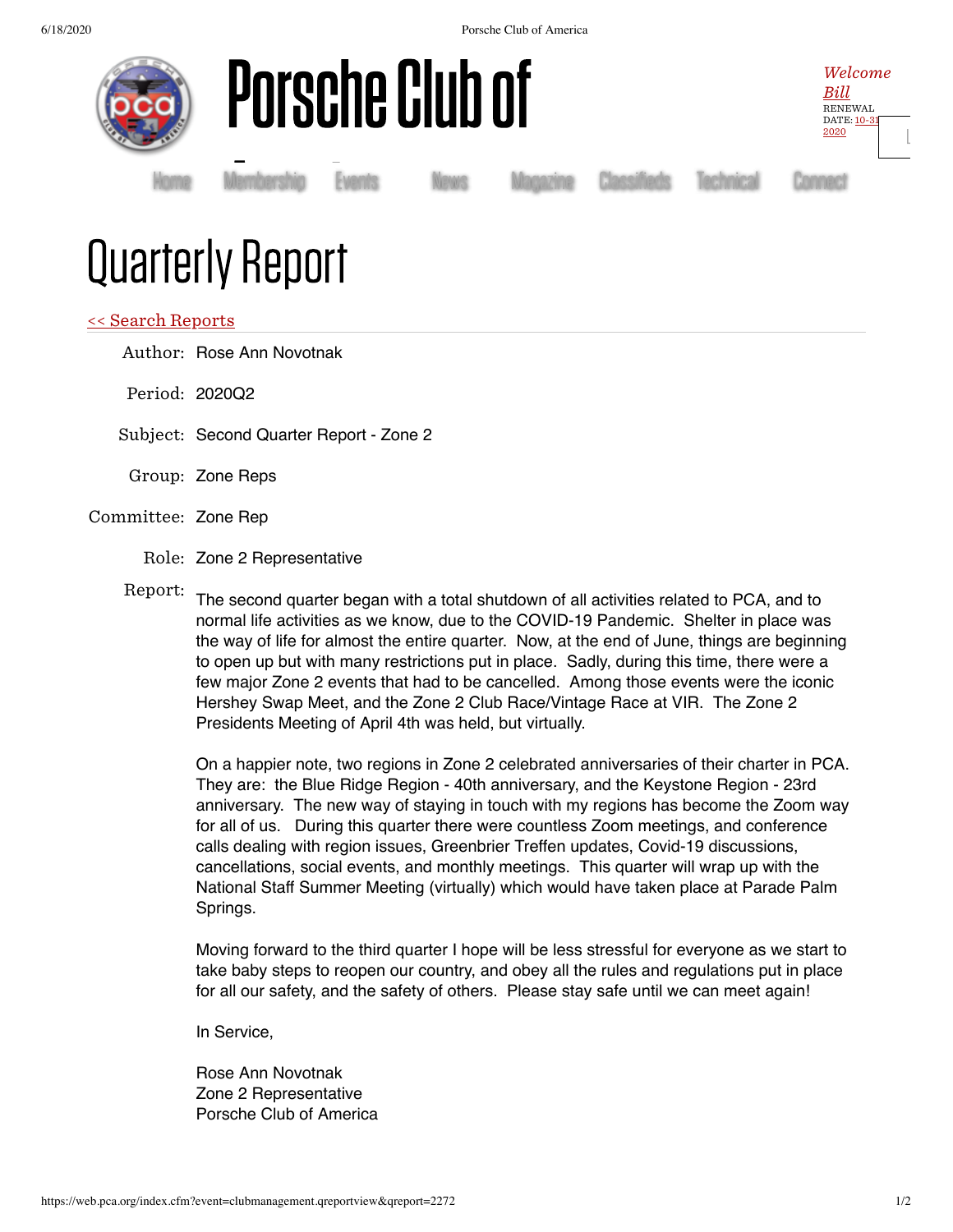# Porsche Club of

*Welcome Bill*
RENEWAL DATE: 10-31 2020

Home Membership Events News Magazine Classifieds Technical Connect

# Quarterly Report

<< Search Reports

Author: Rose Ann Novotnak

Period: 2020Q2

Subject: Second Quarter Report - Zone 2

Group: Zone Reps

Committee: Zone Rep

Role: Zone 2 Representative

Report:

The second quarter began with a total shutdown of all activities related to PCA, and to normal life activities as we know, due to the COVID-19 Pandemic. Shelter in place was the way of life for almost the entire quarter. Now, at the end of June, things are beginning to open up but with many restrictions put in place. Sadly, during this time, there were a few major Zone 2 events that had to be cancelled. Among those events were the iconic Hershey Swap Meet, and the Zone 2 Club Race/Vintage Race at VIR. The Zone 2 Presidents Meeting of April 4th was held, but virtually.

On a happier note, two regions in Zone 2 celebrated anniversaries of their charter in PCA. They are: the Blue Ridge Region - 40th anniversary, and the Keystone Region - 23rd anniversary. The new way of staying in touch with my regions has become the Zoom way for all of us. During this quarter there were countless Zoom meetings, and conference calls dealing with region issues, Greenbrier Treffen updates, Covid-19 discussions, cancellations, social events, and monthly meetings. This quarter will wrap up with the National Staff Summer Meeting (virtually) which would have taken place at Parade Palm Springs.

Moving forward to the third quarter I hope will be less stressful for everyone as we start to take baby steps to reopen our country, and obey all the rules and regulations put in place for all our safety, and the safety of others. Please stay safe until we can meet again!

In Service,

Rose Ann Novotnak
Zone 2 Representative
Porsche Club of America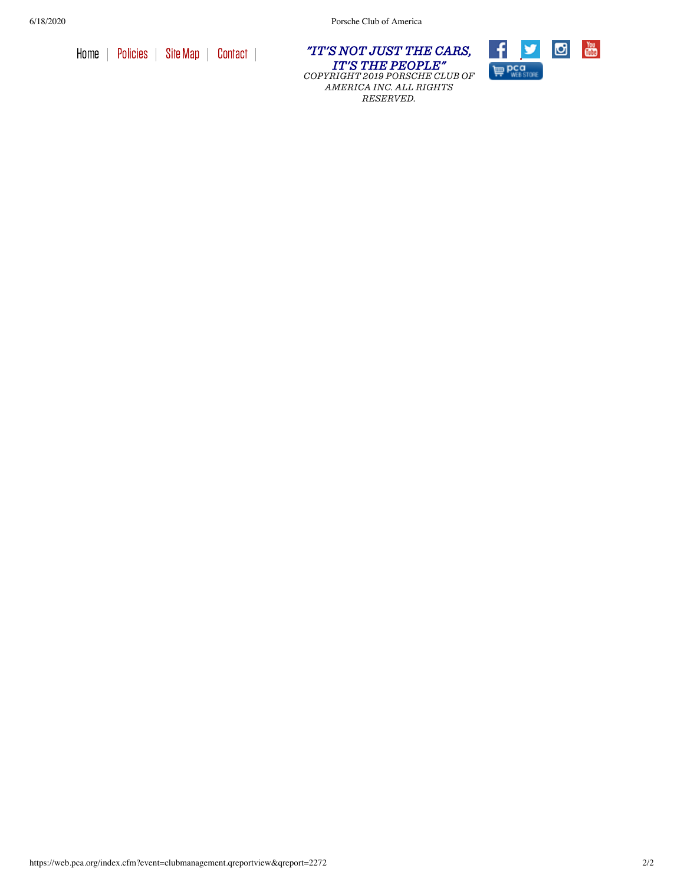Home | Policies | Site Map | Contact |

***"IT'S NOT JUST THE CARS, IT'S THE PEOPLE"***

*COPYRIGHT 2019 PORSCHE CLUB OF AMERICA INC. ALL RIGHTS RESERVED.*